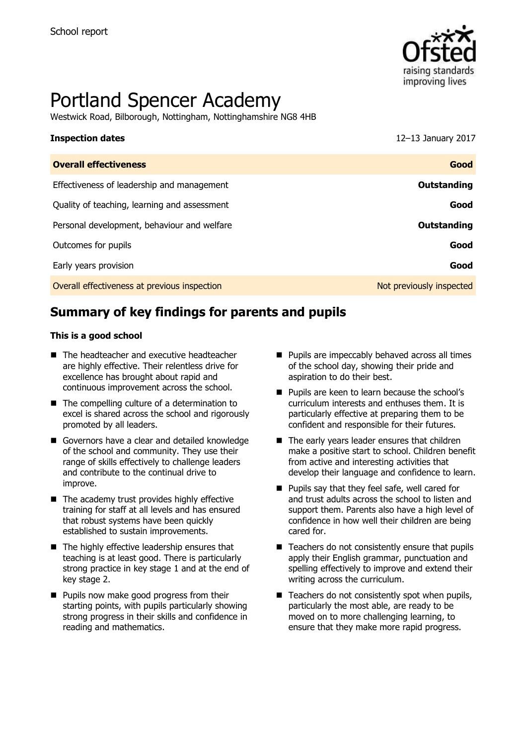School report

# Portland Spencer Academy

Westwick Road, Bilborough, Nottingham, Nottinghamshire NG8 4HB

| **Inspection dates** | 12–13 January 2017 |
| --- | --- |
| **Overall effectiveness** | **Good** |
| Effectiveness of leadership and management | **Outstanding** |
| Quality of teaching, learning and assessment | **Good** |
| Personal development, behaviour and welfare | **Outstanding** |
| Outcomes for pupils | **Good** |
| Early years provision | **Good** |
| Overall effectiveness at previous inspection | Not previously inspected |

## Summary of key findings for parents and pupils

**This is a good school**

- The headteacher and executive headteacher are highly effective. Their relentless drive for excellence has brought about rapid and continuous improvement across the school.
- The compelling culture of a determination to excel is shared across the school and rigorously promoted by all leaders.
- Governors have a clear and detailed knowledge of the school and community. They use their range of skills effectively to challenge leaders and contribute to the continual drive to improve.
- The academy trust provides highly effective training for staff at all levels and has ensured that robust systems have been quickly established to sustain improvements.
- The highly effective leadership ensures that teaching is at least good. There is particularly strong practice in key stage 1 and at the end of key stage 2.
- Pupils now make good progress from their starting points, with pupils particularly showing strong progress in their skills and confidence in reading and mathematics.
- Pupils are impeccably behaved across all times of the school day, showing their pride and aspiration to do their best.
- Pupils are keen to learn because the school's curriculum interests and enthuses them. It is particularly effective at preparing them to be confident and responsible for their futures.
- The early years leader ensures that children make a positive start to school. Children benefit from active and interesting activities that develop their language and confidence to learn.
- Pupils say that they feel safe, well cared for and trust adults across the school to listen and support them. Parents also have a high level of confidence in how well their children are being cared for.
- Teachers do not consistently ensure that pupils apply their English grammar, punctuation and spelling effectively to improve and extend their writing across the curriculum.
- Teachers do not consistently spot when pupils, particularly the most able, are ready to be moved on to more challenging learning, to ensure that they make more rapid progress.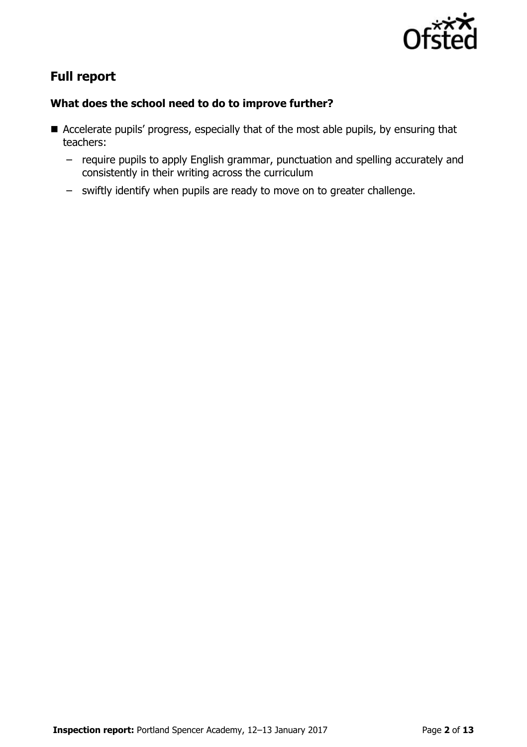## Full report

### What does the school need to do to improve further?

- Accelerate pupils' progress, especially that of the most able pupils, by ensuring that teachers:
  - require pupils to apply English grammar, punctuation and spelling accurately and consistently in their writing across the curriculum
  - swiftly identify when pupils are ready to move on to greater challenge.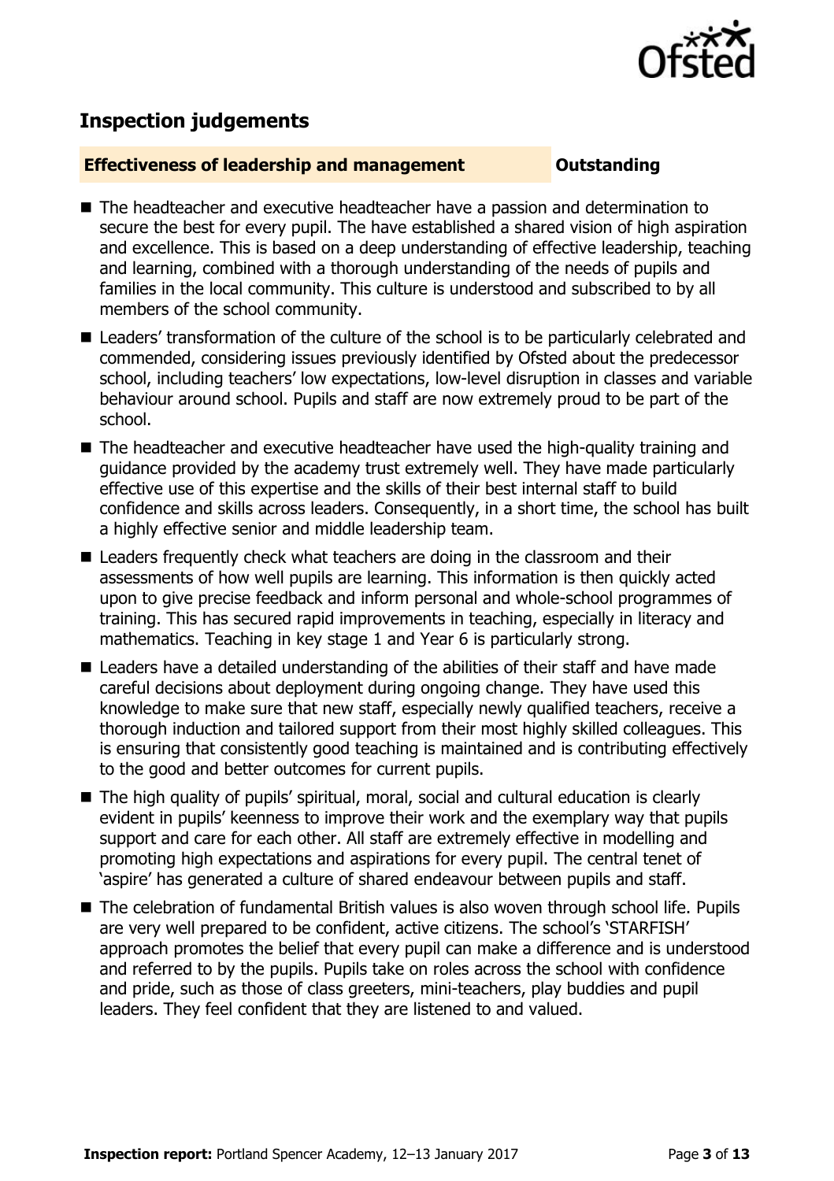## Inspection judgements

**Effectiveness of leadership and management** **Outstanding**

- The headteacher and executive headteacher have a passion and determination to secure the best for every pupil. The have established a shared vision of high aspiration and excellence. This is based on a deep understanding of effective leadership, teaching and learning, combined with a thorough understanding of the needs of pupils and families in the local community. This culture is understood and subscribed to by all members of the school community.
- Leaders' transformation of the culture of the school is to be particularly celebrated and commended, considering issues previously identified by Ofsted about the predecessor school, including teachers' low expectations, low-level disruption in classes and variable behaviour around school. Pupils and staff are now extremely proud to be part of the school.
- The headteacher and executive headteacher have used the high-quality training and guidance provided by the academy trust extremely well. They have made particularly effective use of this expertise and the skills of their best internal staff to build confidence and skills across leaders. Consequently, in a short time, the school has built a highly effective senior and middle leadership team.
- Leaders frequently check what teachers are doing in the classroom and their assessments of how well pupils are learning. This information is then quickly acted upon to give precise feedback and inform personal and whole-school programmes of training. This has secured rapid improvements in teaching, especially in literacy and mathematics. Teaching in key stage 1 and Year 6 is particularly strong.
- Leaders have a detailed understanding of the abilities of their staff and have made careful decisions about deployment during ongoing change. They have used this knowledge to make sure that new staff, especially newly qualified teachers, receive a thorough induction and tailored support from their most highly skilled colleagues. This is ensuring that consistently good teaching is maintained and is contributing effectively to the good and better outcomes for current pupils.
- The high quality of pupils' spiritual, moral, social and cultural education is clearly evident in pupils' keenness to improve their work and the exemplary way that pupils support and care for each other. All staff are extremely effective in modelling and promoting high expectations and aspirations for every pupil. The central tenet of 'aspire' has generated a culture of shared endeavour between pupils and staff.
- The celebration of fundamental British values is also woven through school life. Pupils are very well prepared to be confident, active citizens. The school's 'STARFISH' approach promotes the belief that every pupil can make a difference and is understood and referred to by the pupils. Pupils take on roles across the school with confidence and pride, such as those of class greeters, mini-teachers, play buddies and pupil leaders. They feel confident that they are listened to and valued.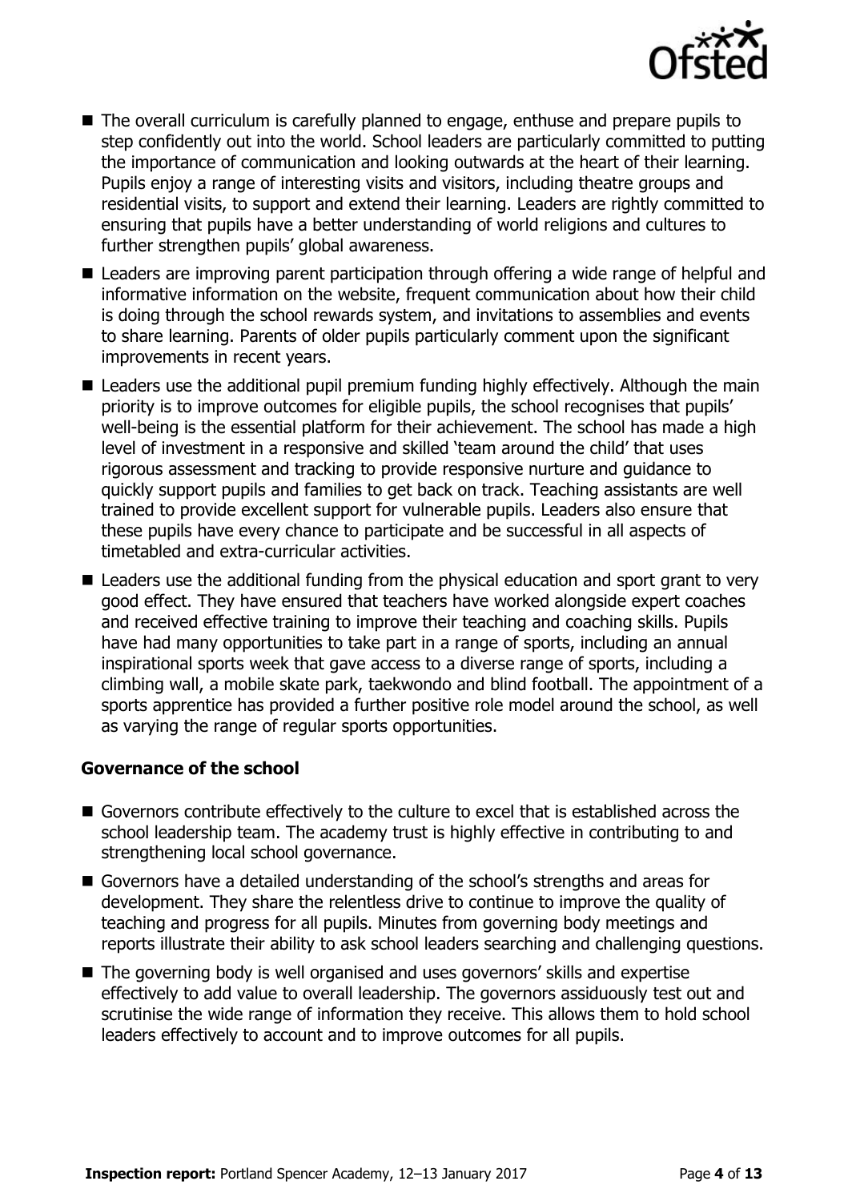- The overall curriculum is carefully planned to engage, enthuse and prepare pupils to step confidently out into the world. School leaders are particularly committed to putting the importance of communication and looking outwards at the heart of their learning. Pupils enjoy a range of interesting visits and visitors, including theatre groups and residential visits, to support and extend their learning. Leaders are rightly committed to ensuring that pupils have a better understanding of world religions and cultures to further strengthen pupils' global awareness.
- Leaders are improving parent participation through offering a wide range of helpful and informative information on the website, frequent communication about how their child is doing through the school rewards system, and invitations to assemblies and events to share learning. Parents of older pupils particularly comment upon the significant improvements in recent years.
- Leaders use the additional pupil premium funding highly effectively. Although the main priority is to improve outcomes for eligible pupils, the school recognises that pupils' well-being is the essential platform for their achievement. The school has made a high level of investment in a responsive and skilled 'team around the child' that uses rigorous assessment and tracking to provide responsive nurture and guidance to quickly support pupils and families to get back on track. Teaching assistants are well trained to provide excellent support for vulnerable pupils. Leaders also ensure that these pupils have every chance to participate and be successful in all aspects of timetabled and extra-curricular activities.
- Leaders use the additional funding from the physical education and sport grant to very good effect. They have ensured that teachers have worked alongside expert coaches and received effective training to improve their teaching and coaching skills. Pupils have had many opportunities to take part in a range of sports, including an annual inspirational sports week that gave access to a diverse range of sports, including a climbing wall, a mobile skate park, taekwondo and blind football. The appointment of a sports apprentice has provided a further positive role model around the school, as well as varying the range of regular sports opportunities.

### Governance of the school

- Governors contribute effectively to the culture to excel that is established across the school leadership team. The academy trust is highly effective in contributing to and strengthening local school governance.
- Governors have a detailed understanding of the school's strengths and areas for development. They share the relentless drive to continue to improve the quality of teaching and progress for all pupils. Minutes from governing body meetings and reports illustrate their ability to ask school leaders searching and challenging questions.
- The governing body is well organised and uses governors' skills and expertise effectively to add value to overall leadership. The governors assiduously test out and scrutinise the wide range of information they receive. This allows them to hold school leaders effectively to account and to improve outcomes for all pupils.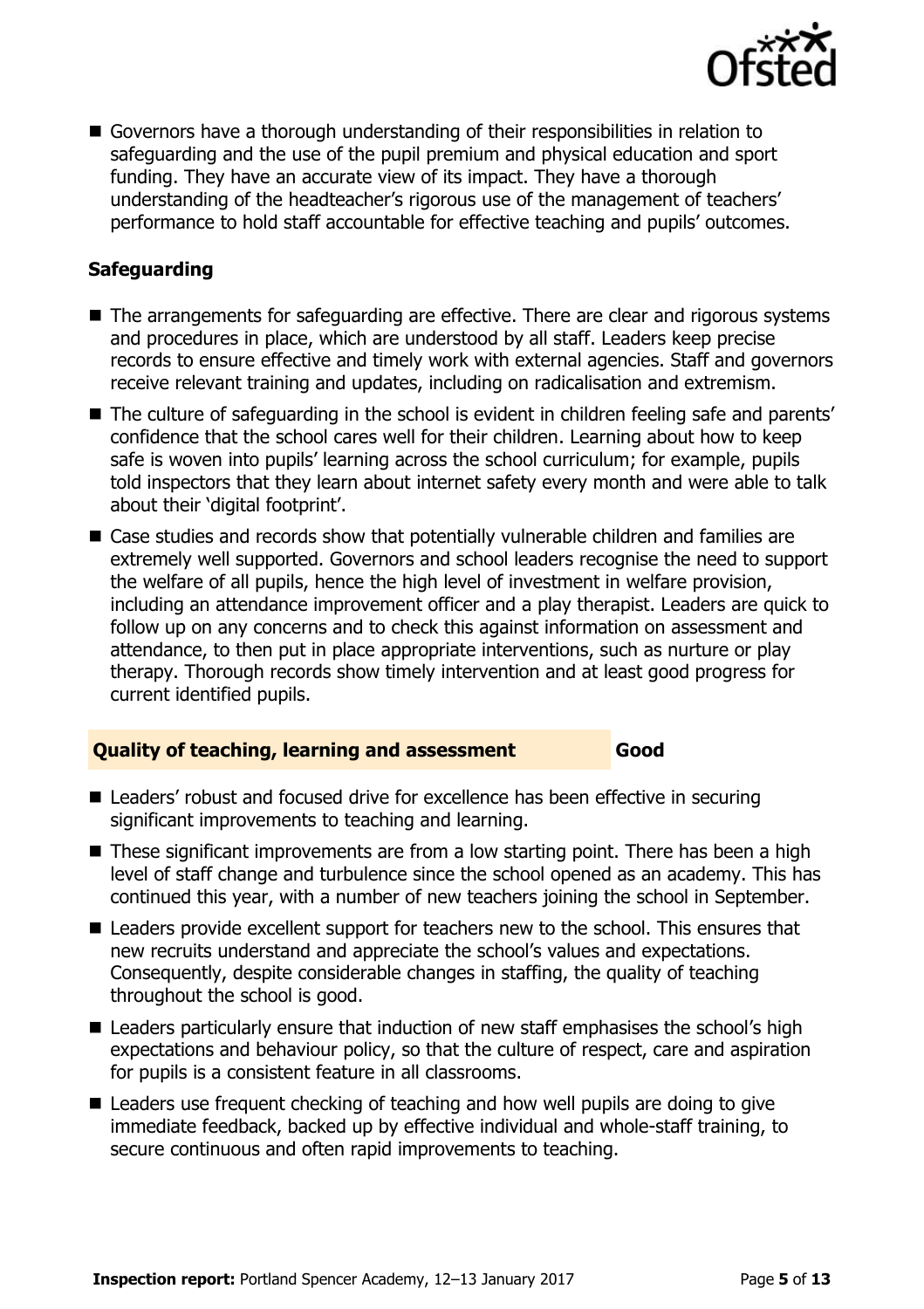- Governors have a thorough understanding of their responsibilities in relation to safeguarding and the use of the pupil premium and physical education and sport funding. They have an accurate view of its impact. They have a thorough understanding of the headteacher's rigorous use of the management of teachers' performance to hold staff accountable for effective teaching and pupils' outcomes.

### Safeguarding

- The arrangements for safeguarding are effective. There are clear and rigorous systems and procedures in place, which are understood by all staff. Leaders keep precise records to ensure effective and timely work with external agencies. Staff and governors receive relevant training and updates, including on radicalisation and extremism.
- The culture of safeguarding in the school is evident in children feeling safe and parents' confidence that the school cares well for their children. Learning about how to keep safe is woven into pupils' learning across the school curriculum; for example, pupils told inspectors that they learn about internet safety every month and were able to talk about their 'digital footprint'.
- Case studies and records show that potentially vulnerable children and families are extremely well supported. Governors and school leaders recognise the need to support the welfare of all pupils, hence the high level of investment in welfare provision, including an attendance improvement officer and a play therapist. Leaders are quick to follow up on any concerns and to check this against information on assessment and attendance, to then put in place appropriate interventions, such as nurture or play therapy. Thorough records show timely intervention and at least good progress for current identified pupils.

## Quality of teaching, learning and assessment — Good

- Leaders' robust and focused drive for excellence has been effective in securing significant improvements to teaching and learning.
- These significant improvements are from a low starting point. There has been a high level of staff change and turbulence since the school opened as an academy. This has continued this year, with a number of new teachers joining the school in September.
- Leaders provide excellent support for teachers new to the school. This ensures that new recruits understand and appreciate the school's values and expectations. Consequently, despite considerable changes in staffing, the quality of teaching throughout the school is good.
- Leaders particularly ensure that induction of new staff emphasises the school's high expectations and behaviour policy, so that the culture of respect, care and aspiration for pupils is a consistent feature in all classrooms.
- Leaders use frequent checking of teaching and how well pupils are doing to give immediate feedback, backed up by effective individual and whole-staff training, to secure continuous and often rapid improvements to teaching.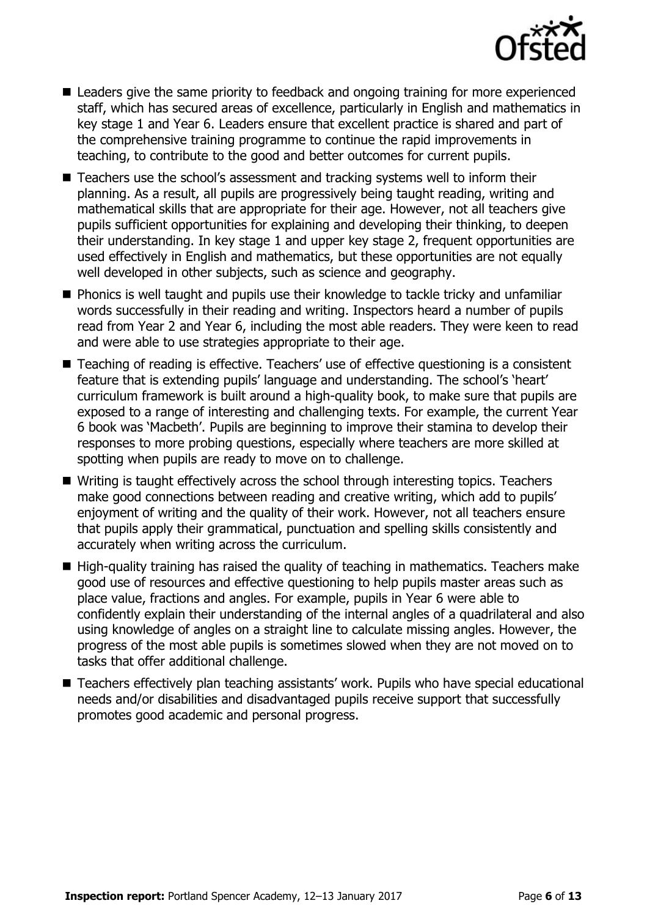- Leaders give the same priority to feedback and ongoing training for more experienced staff, which has secured areas of excellence, particularly in English and mathematics in key stage 1 and Year 6. Leaders ensure that excellent practice is shared and part of the comprehensive training programme to continue the rapid improvements in teaching, to contribute to the good and better outcomes for current pupils.
- Teachers use the school's assessment and tracking systems well to inform their planning. As a result, all pupils are progressively being taught reading, writing and mathematical skills that are appropriate for their age. However, not all teachers give pupils sufficient opportunities for explaining and developing their thinking, to deepen their understanding. In key stage 1 and upper key stage 2, frequent opportunities are used effectively in English and mathematics, but these opportunities are not equally well developed in other subjects, such as science and geography.
- Phonics is well taught and pupils use their knowledge to tackle tricky and unfamiliar words successfully in their reading and writing. Inspectors heard a number of pupils read from Year 2 and Year 6, including the most able readers. They were keen to read and were able to use strategies appropriate to their age.
- Teaching of reading is effective. Teachers' use of effective questioning is a consistent feature that is extending pupils' language and understanding. The school's 'heart' curriculum framework is built around a high-quality book, to make sure that pupils are exposed to a range of interesting and challenging texts. For example, the current Year 6 book was 'Macbeth'. Pupils are beginning to improve their stamina to develop their responses to more probing questions, especially where teachers are more skilled at spotting when pupils are ready to move on to challenge.
- Writing is taught effectively across the school through interesting topics. Teachers make good connections between reading and creative writing, which add to pupils' enjoyment of writing and the quality of their work. However, not all teachers ensure that pupils apply their grammatical, punctuation and spelling skills consistently and accurately when writing across the curriculum.
- High-quality training has raised the quality of teaching in mathematics. Teachers make good use of resources and effective questioning to help pupils master areas such as place value, fractions and angles. For example, pupils in Year 6 were able to confidently explain their understanding of the internal angles of a quadrilateral and also using knowledge of angles on a straight line to calculate missing angles. However, the progress of the most able pupils is sometimes slowed when they are not moved on to tasks that offer additional challenge.
- Teachers effectively plan teaching assistants' work. Pupils who have special educational needs and/or disabilities and disadvantaged pupils receive support that successfully promotes good academic and personal progress.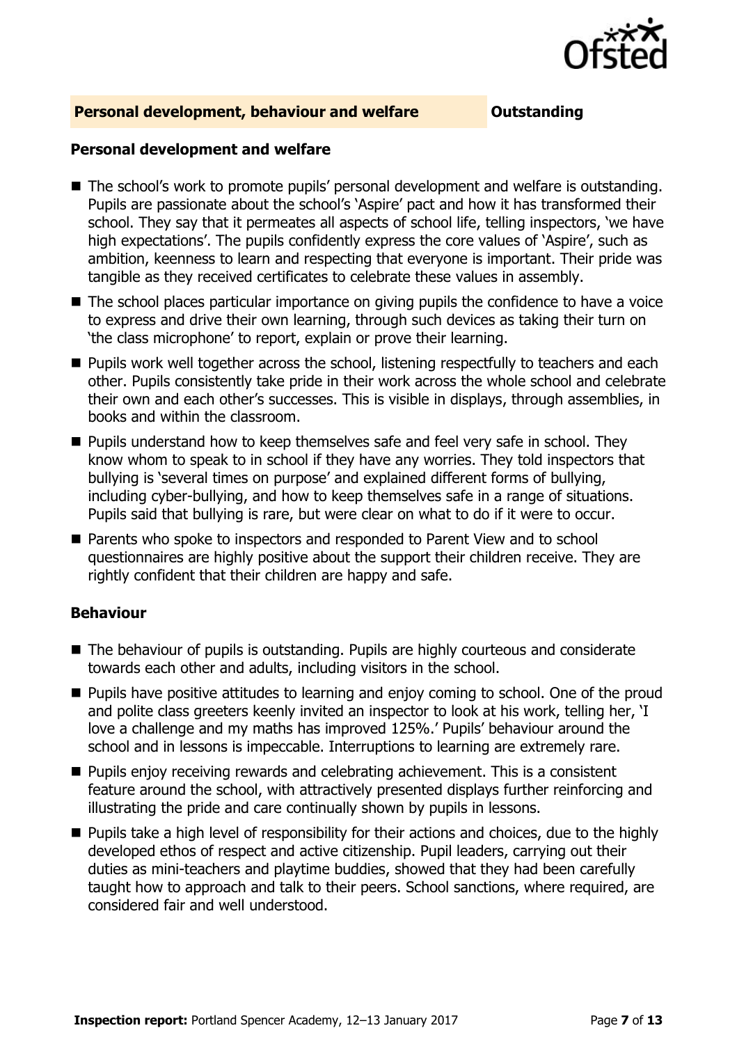## Personal development, behaviour and welfare — Outstanding

### Personal development and welfare

- The school's work to promote pupils' personal development and welfare is outstanding. Pupils are passionate about the school's 'Aspire' pact and how it has transformed their school. They say that it permeates all aspects of school life, telling inspectors, 'we have high expectations'. The pupils confidently express the core values of 'Aspire', such as ambition, keenness to learn and respecting that everyone is important. Their pride was tangible as they received certificates to celebrate these values in assembly.
- The school places particular importance on giving pupils the confidence to have a voice to express and drive their own learning, through such devices as taking their turn on 'the class microphone' to report, explain or prove their learning.
- Pupils work well together across the school, listening respectfully to teachers and each other. Pupils consistently take pride in their work across the whole school and celebrate their own and each other's successes. This is visible in displays, through assemblies, in books and within the classroom.
- Pupils understand how to keep themselves safe and feel very safe in school. They know whom to speak to in school if they have any worries. They told inspectors that bullying is 'several times on purpose' and explained different forms of bullying, including cyber-bullying, and how to keep themselves safe in a range of situations. Pupils said that bullying is rare, but were clear on what to do if it were to occur.
- Parents who spoke to inspectors and responded to Parent View and to school questionnaires are highly positive about the support their children receive. They are rightly confident that their children are happy and safe.

### Behaviour

- The behaviour of pupils is outstanding. Pupils are highly courteous and considerate towards each other and adults, including visitors in the school.
- Pupils have positive attitudes to learning and enjoy coming to school. One of the proud and polite class greeters keenly invited an inspector to look at his work, telling her, 'I love a challenge and my maths has improved 125%.' Pupils' behaviour around the school and in lessons is impeccable. Interruptions to learning are extremely rare.
- Pupils enjoy receiving rewards and celebrating achievement. This is a consistent feature around the school, with attractively presented displays further reinforcing and illustrating the pride and care continually shown by pupils in lessons.
- Pupils take a high level of responsibility for their actions and choices, due to the highly developed ethos of respect and active citizenship. Pupil leaders, carrying out their duties as mini-teachers and playtime buddies, showed that they had been carefully taught how to approach and talk to their peers. School sanctions, where required, are considered fair and well understood.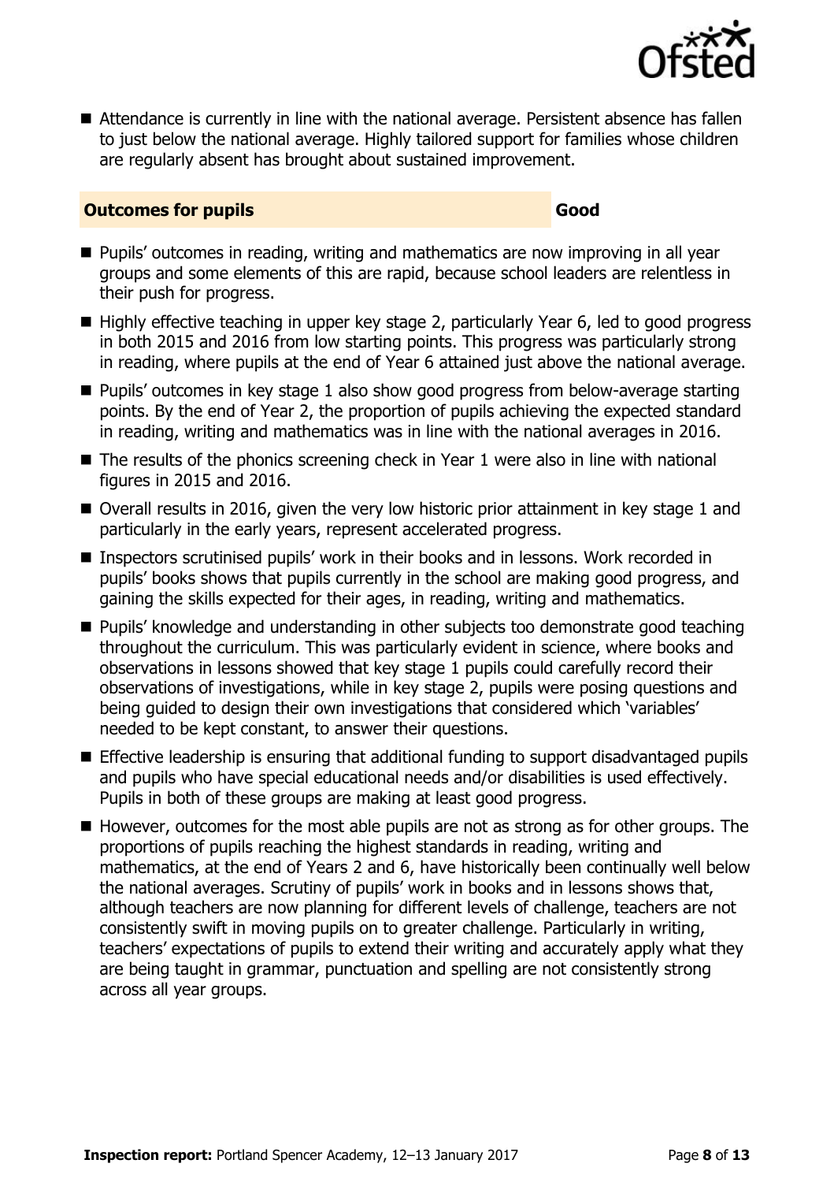- Attendance is currently in line with the national average. Persistent absence has fallen to just below the national average. Highly tailored support for families whose children are regularly absent has brought about sustained improvement.

## Outcomes for pupils — Good

- Pupils' outcomes in reading, writing and mathematics are now improving in all year groups and some elements of this are rapid, because school leaders are relentless in their push for progress.
- Highly effective teaching in upper key stage 2, particularly Year 6, led to good progress in both 2015 and 2016 from low starting points. This progress was particularly strong in reading, where pupils at the end of Year 6 attained just above the national average.
- Pupils' outcomes in key stage 1 also show good progress from below-average starting points. By the end of Year 2, the proportion of pupils achieving the expected standard in reading, writing and mathematics was in line with the national averages in 2016.
- The results of the phonics screening check in Year 1 were also in line with national figures in 2015 and 2016.
- Overall results in 2016, given the very low historic prior attainment in key stage 1 and particularly in the early years, represent accelerated progress.
- Inspectors scrutinised pupils' work in their books and in lessons. Work recorded in pupils' books shows that pupils currently in the school are making good progress, and gaining the skills expected for their ages, in reading, writing and mathematics.
- Pupils' knowledge and understanding in other subjects too demonstrate good teaching throughout the curriculum. This was particularly evident in science, where books and observations in lessons showed that key stage 1 pupils could carefully record their observations of investigations, while in key stage 2, pupils were posing questions and being guided to design their own investigations that considered which 'variables' needed to be kept constant, to answer their questions.
- Effective leadership is ensuring that additional funding to support disadvantaged pupils and pupils who have special educational needs and/or disabilities is used effectively. Pupils in both of these groups are making at least good progress.
- However, outcomes for the most able pupils are not as strong as for other groups. The proportions of pupils reaching the highest standards in reading, writing and mathematics, at the end of Years 2 and 6, have historically been continually well below the national averages. Scrutiny of pupils' work in books and in lessons shows that, although teachers are now planning for different levels of challenge, teachers are not consistently swift in moving pupils on to greater challenge. Particularly in writing, teachers' expectations of pupils to extend their writing and accurately apply what they are being taught in grammar, punctuation and spelling are not consistently strong across all year groups.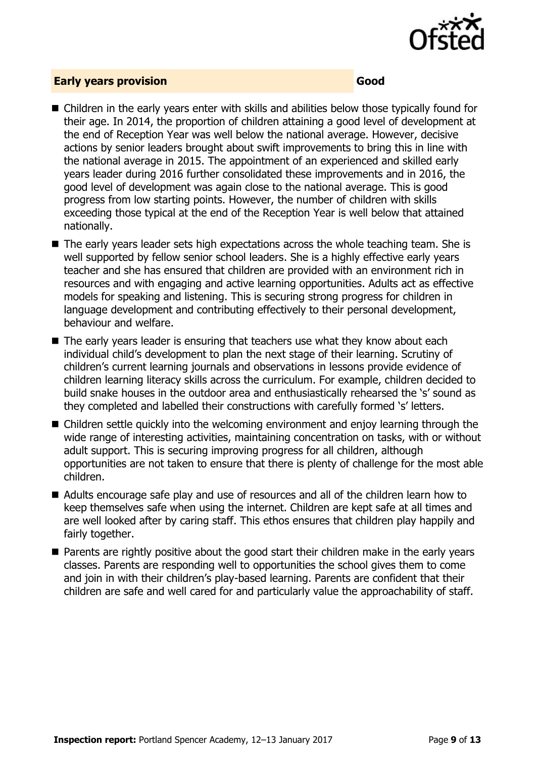## Early years provision — Good

- Children in the early years enter with skills and abilities below those typically found for their age. In 2014, the proportion of children attaining a good level of development at the end of Reception Year was well below the national average. However, decisive actions by senior leaders brought about swift improvements to bring this in line with the national average in 2015. The appointment of an experienced and skilled early years leader during 2016 further consolidated these improvements and in 2016, the good level of development was again close to the national average. This is good progress from low starting points. However, the number of children with skills exceeding those typical at the end of the Reception Year is well below that attained nationally.
- The early years leader sets high expectations across the whole teaching team. She is well supported by fellow senior school leaders. She is a highly effective early years teacher and she has ensured that children are provided with an environment rich in resources and with engaging and active learning opportunities. Adults act as effective models for speaking and listening. This is securing strong progress for children in language development and contributing effectively to their personal development, behaviour and welfare.
- The early years leader is ensuring that teachers use what they know about each individual child's development to plan the next stage of their learning. Scrutiny of children's current learning journals and observations in lessons provide evidence of children learning literacy skills across the curriculum. For example, children decided to build snake houses in the outdoor area and enthusiastically rehearsed the 's' sound as they completed and labelled their constructions with carefully formed 's' letters.
- Children settle quickly into the welcoming environment and enjoy learning through the wide range of interesting activities, maintaining concentration on tasks, with or without adult support. This is securing improving progress for all children, although opportunities are not taken to ensure that there is plenty of challenge for the most able children.
- Adults encourage safe play and use of resources and all of the children learn how to keep themselves safe when using the internet. Children are kept safe at all times and are well looked after by caring staff. This ethos ensures that children play happily and fairly together.
- Parents are rightly positive about the good start their children make in the early years classes. Parents are responding well to opportunities the school gives them to come and join in with their children's play-based learning. Parents are confident that their children are safe and well cared for and particularly value the approachability of staff.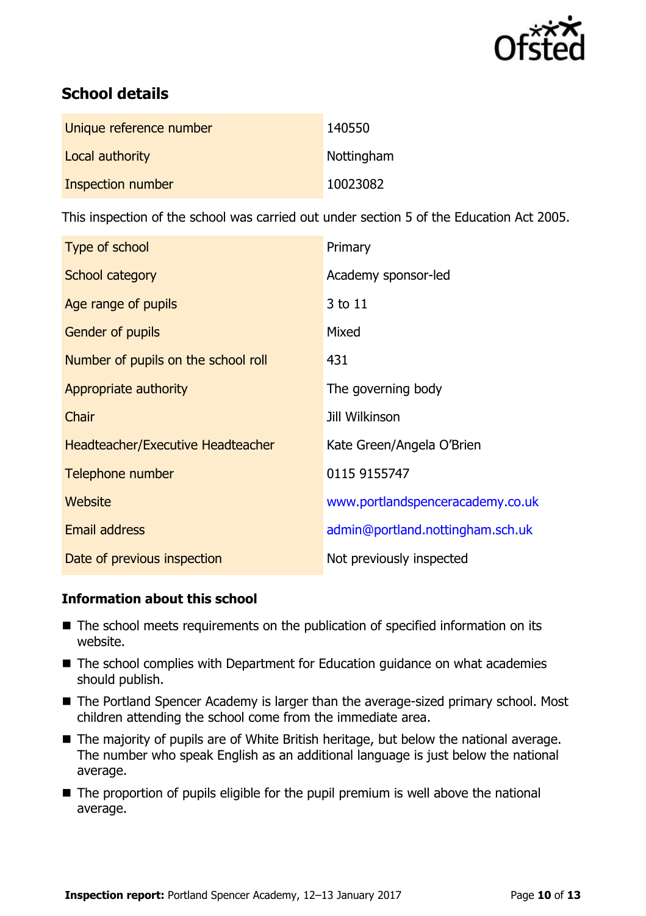## School details

| | |
|---|---|
| Unique reference number | 140550 |
| Local authority | Nottingham |
| Inspection number | 10023082 |

This inspection of the school was carried out under section 5 of the Education Act 2005.

| | |
|---|---|
| Type of school | Primary |
| School category | Academy sponsor-led |
| Age range of pupils | 3 to 11 |
| Gender of pupils | Mixed |
| Number of pupils on the school roll | 431 |
| Appropriate authority | The governing body |
| Chair | Jill Wilkinson |
| Headteacher/Executive Headteacher | Kate Green/Angela O'Brien |
| Telephone number | 0115 9155747 |
| Website | www.portlandspenceracademy.co.uk |
| Email address | admin@portland.nottingham.sch.uk |
| Date of previous inspection | Not previously inspected |

### Information about this school

- The school meets requirements on the publication of specified information on its website.
- The school complies with Department for Education guidance on what academies should publish.
- The Portland Spencer Academy is larger than the average-sized primary school. Most children attending the school come from the immediate area.
- The majority of pupils are of White British heritage, but below the national average. The number who speak English as an additional language is just below the national average.
- The proportion of pupils eligible for the pupil premium is well above the national average.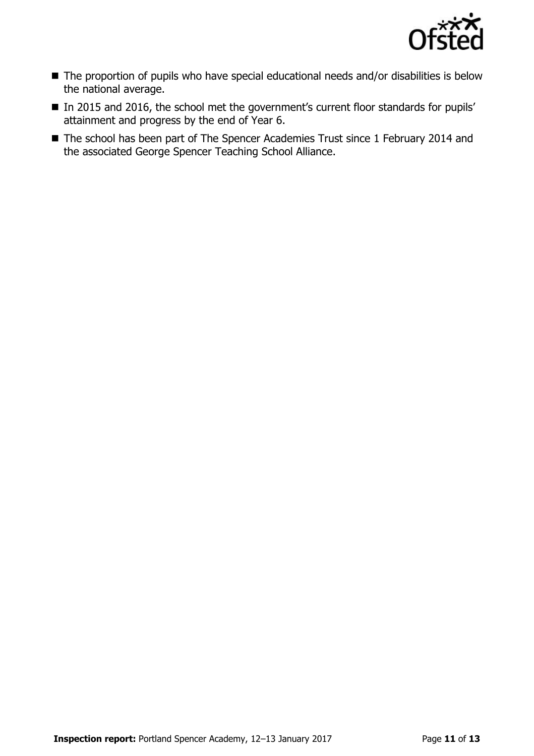- The proportion of pupils who have special educational needs and/or disabilities is below the national average.
- In 2015 and 2016, the school met the government's current floor standards for pupils' attainment and progress by the end of Year 6.
- The school has been part of The Spencer Academies Trust since 1 February 2014 and the associated George Spencer Teaching School Alliance.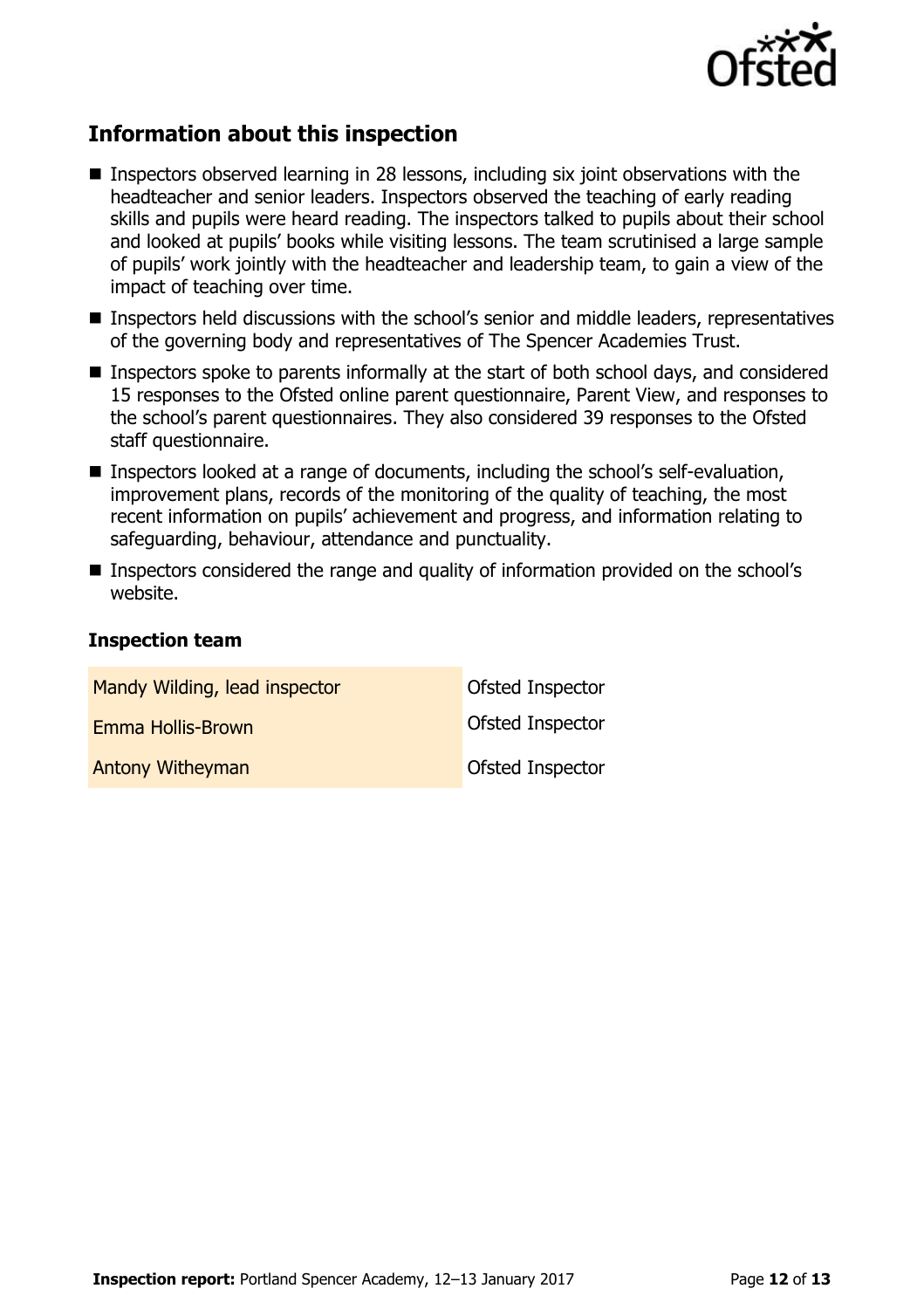## Information about this inspection

- Inspectors observed learning in 28 lessons, including six joint observations with the headteacher and senior leaders. Inspectors observed the teaching of early reading skills and pupils were heard reading. The inspectors talked to pupils about their school and looked at pupils' books while visiting lessons. The team scrutinised a large sample of pupils' work jointly with the headteacher and leadership team, to gain a view of the impact of teaching over time.
- Inspectors held discussions with the school's senior and middle leaders, representatives of the governing body and representatives of The Spencer Academies Trust.
- Inspectors spoke to parents informally at the start of both school days, and considered 15 responses to the Ofsted online parent questionnaire, Parent View, and responses to the school's parent questionnaires. They also considered 39 responses to the Ofsted staff questionnaire.
- Inspectors looked at a range of documents, including the school's self-evaluation, improvement plans, records of the monitoring of the quality of teaching, the most recent information on pupils' achievement and progress, and information relating to safeguarding, behaviour, attendance and punctuality.
- Inspectors considered the range and quality of information provided on the school's website.

### Inspection team

| | |
|---|---|
| Mandy Wilding, lead inspector | Ofsted Inspector |
| Emma Hollis-Brown | Ofsted Inspector |
| Antony Witheyman | Ofsted Inspector |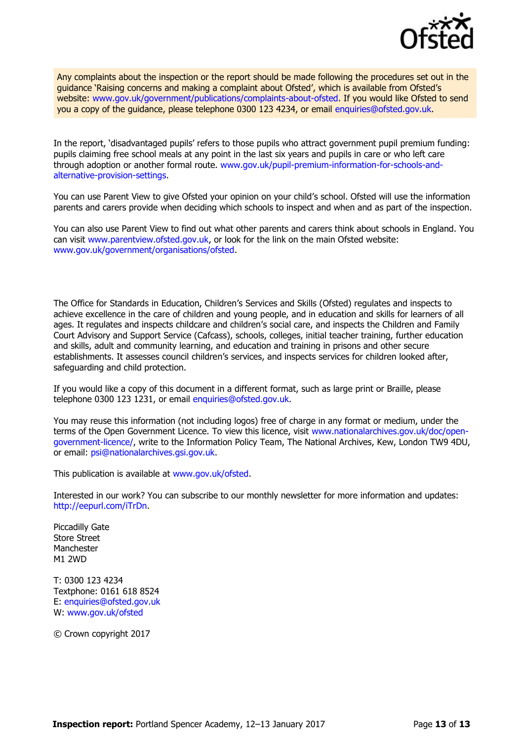Any complaints about the inspection or the report should be made following the procedures set out in the guidance 'Raising concerns and making a complaint about Ofsted', which is available from Ofsted's website: www.gov.uk/government/publications/complaints-about-ofsted. If you would like Ofsted to send you a copy of the guidance, please telephone 0300 123 4234, or email enquiries@ofsted.gov.uk.

In the report, 'disadvantaged pupils' refers to those pupils who attract government pupil premium funding: pupils claiming free school meals at any point in the last six years and pupils in care or who left care through adoption or another formal route. www.gov.uk/pupil-premium-information-for-schools-and-alternative-provision-settings.

You can use Parent View to give Ofsted your opinion on your child's school. Ofsted will use the information parents and carers provide when deciding which schools to inspect and when and as part of the inspection.

You can also use Parent View to find out what other parents and carers think about schools in England. You can visit www.parentview.ofsted.gov.uk, or look for the link on the main Ofsted website: www.gov.uk/government/organisations/ofsted.

The Office for Standards in Education, Children's Services and Skills (Ofsted) regulates and inspects to achieve excellence in the care of children and young people, and in education and skills for learners of all ages. It regulates and inspects childcare and children's social care, and inspects the Children and Family Court Advisory and Support Service (Cafcass), schools, colleges, initial teacher training, further education and skills, adult and community learning, and education and training in prisons and other secure establishments. It assesses council children's services, and inspects services for children looked after, safeguarding and child protection.

If you would like a copy of this document in a different format, such as large print or Braille, please telephone 0300 123 1231, or email enquiries@ofsted.gov.uk.

You may reuse this information (not including logos) free of charge in any format or medium, under the terms of the Open Government Licence. To view this licence, visit www.nationalarchives.gov.uk/doc/open-government-licence/, write to the Information Policy Team, The National Archives, Kew, London TW9 4DU, or email: psi@nationalarchives.gsi.gov.uk.

This publication is available at www.gov.uk/ofsted.

Interested in our work? You can subscribe to our monthly newsletter for more information and updates: http://eepurl.com/iTrDn.

Piccadilly Gate
Store Street
Manchester
M1 2WD

T: 0300 123 4234
Textphone: 0161 618 8524
E: enquiries@ofsted.gov.uk
W: www.gov.uk/ofsted

© Crown copyright 2017